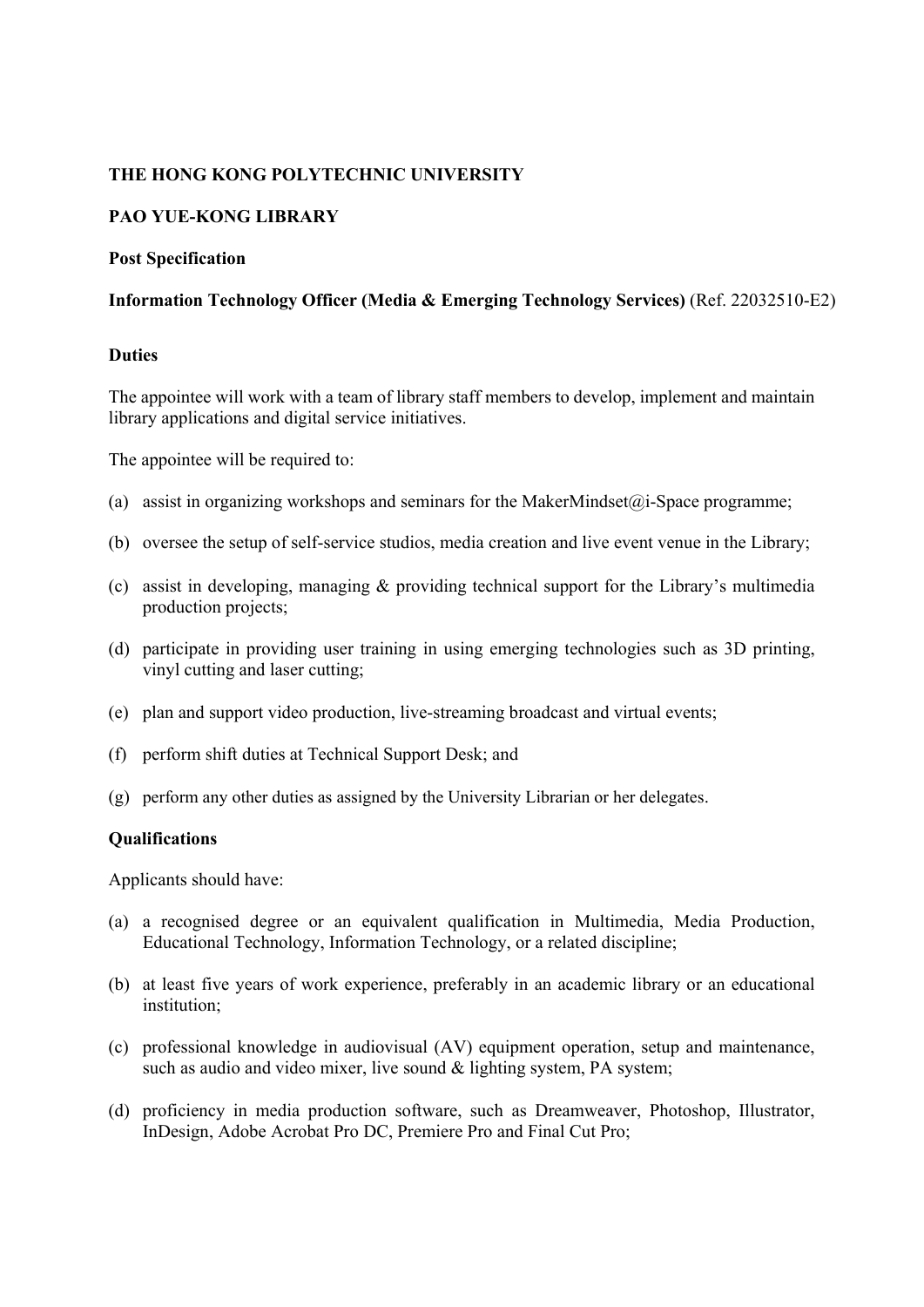**THE HONG KONG POLYTECHNIC UNIVERSITY**

**PAO YUE-KONG LIBRARY**

**Post Specification**

**Information Technology Officer (Media & Emerging Technology Services)** (Ref. 22032510-E2)

**Duties**

The appointee will work with a team of library staff members to develop, implement and maintain library applications and digital service initiatives.

The appointee will be required to:

(a) assist in organizing workshops and seminars for the MakerMindset@i-Space programme;

(b) oversee the setup of self-service studios, media creation and live event venue in the Library;

(c) assist in developing, managing & providing technical support for the Library's multimedia production projects;

(d) participate in providing user training in using emerging technologies such as 3D printing, vinyl cutting and laser cutting;

(e) plan and support video production, live-streaming broadcast and virtual events;

(f) perform shift duties at Technical Support Desk; and

(g) perform any other duties as assigned by the University Librarian or her delegates.

**Qualifications**

Applicants should have:

(a) a recognised degree or an equivalent qualification in Multimedia, Media Production, Educational Technology, Information Technology, or a related discipline;

(b) at least five years of work experience, preferably in an academic library or an educational institution;

(c) professional knowledge in audiovisual (AV) equipment operation, setup and maintenance, such as audio and video mixer, live sound & lighting system, PA system;

(d) proficiency in media production software, such as Dreamweaver, Photoshop, Illustrator, InDesign, Adobe Acrobat Pro DC, Premiere Pro and Final Cut Pro;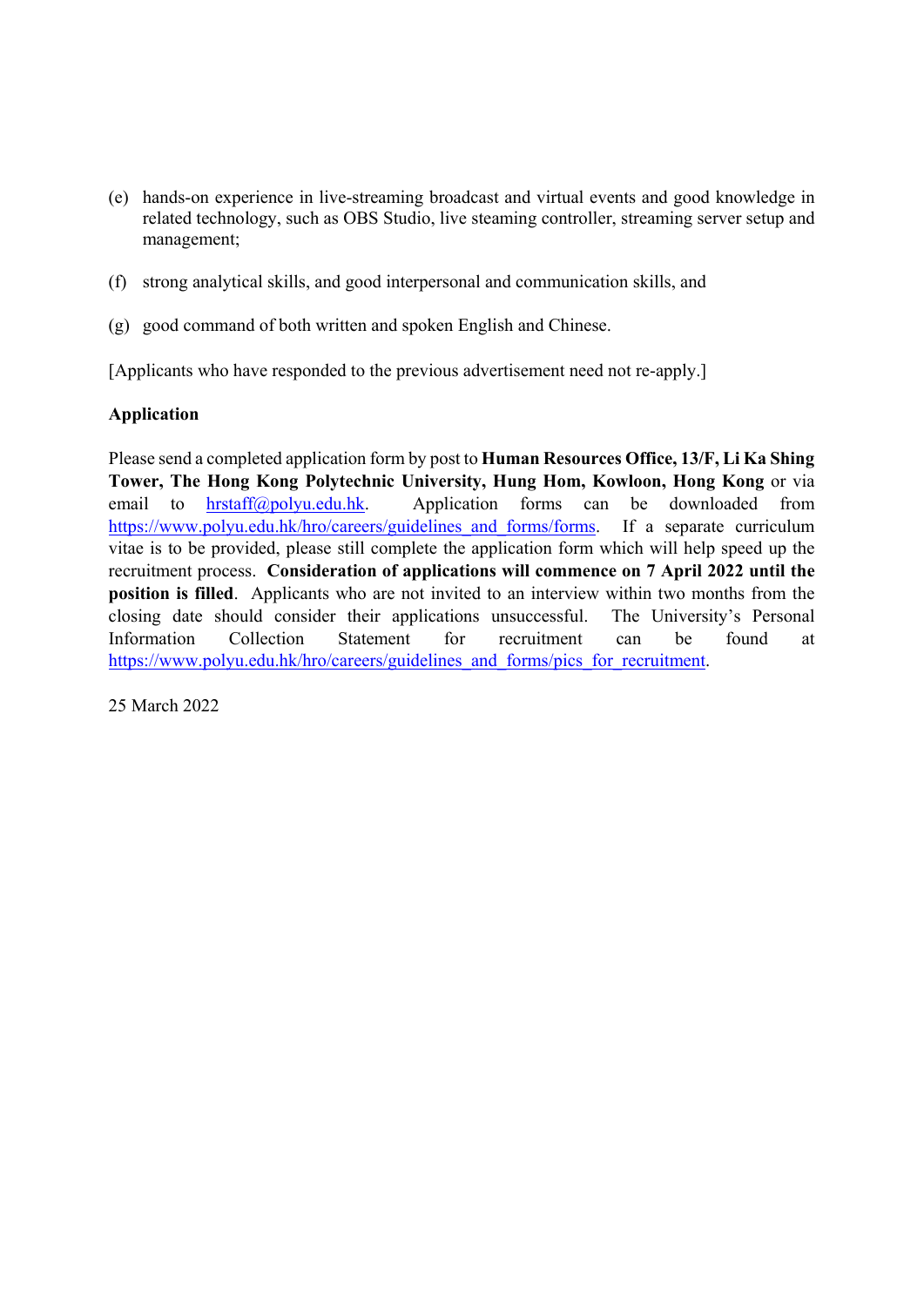(e) hands-on experience in live-streaming broadcast and virtual events and good knowledge in related technology, such as OBS Studio, live steaming controller, streaming server setup and management;

(f) strong analytical skills, and good interpersonal and communication skills, and

(g) good command of both written and spoken English and Chinese.

[Applicants who have responded to the previous advertisement need not re-apply.]

**Application**

Please send a completed application form by post to **Human Resources Office, 13/F, Li Ka Shing Tower, The Hong Kong Polytechnic University, Hung Hom, Kowloon, Hong Kong** or via email to [hrstaff@polyu.edu.hk](mailto:hrstaff@polyu.edu.hk). Application forms can be downloaded from [https://www.polyu.edu.hk/hro/careers/guidelines_and_forms/forms](https://www.polyu.edu.hk/hro/careers/guidelines_and_forms/forms). If a separate curriculum vitae is to be provided, please still complete the application form which will help speed up the recruitment process. **Consideration of applications will commence on 7 April 2022 until the position is filled**. Applicants who are not invited to an interview within two months from the closing date should consider their applications unsuccessful. The University's Personal Information Collection Statement for recruitment can be found at [https://www.polyu.edu.hk/hro/careers/guidelines_and_forms/pics_for_recruitment](https://www.polyu.edu.hk/hro/careers/guidelines_and_forms/pics_for_recruitment).

25 March 2022